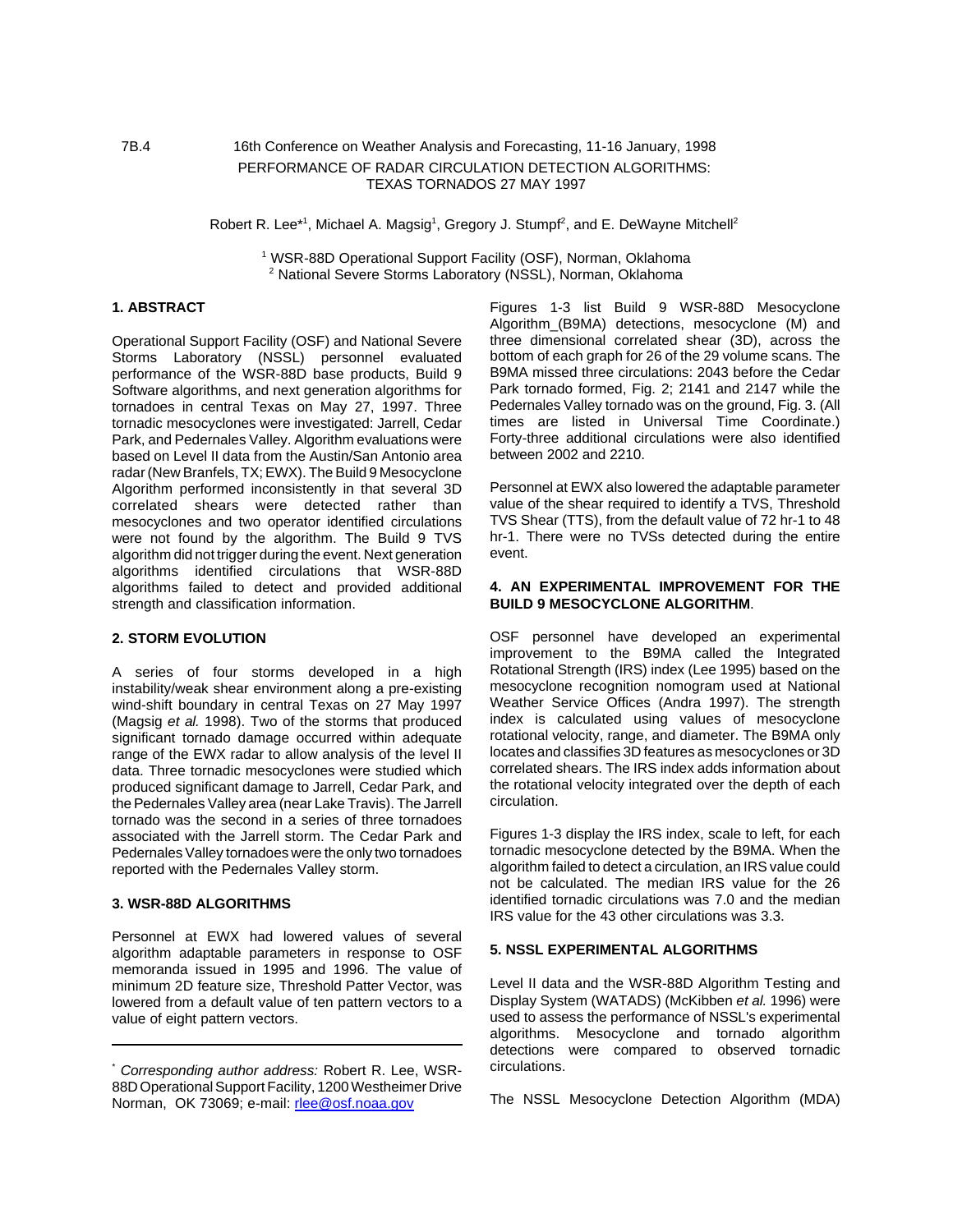7B.4 16th Conference on Weather Analysis and Forecasting, 11-16 January, 1998

# PERFORMANCE OF RADAR CIRCULATION DETECTION ALGORITHMS: TEXAS TORNADOS 27 MAY 1997

Robert R. Lee*[1], Michael A. Magsig[1], Gregory J. Stumpf[2], and E. DeWayne Mitchell[2]

[1] WSR-88D Operational Support Facility (OSF), Norman, Oklahoma
[2] National Severe Storms Laboratory (NSSL), Norman, Oklahoma

## 1. ABSTRACT

Operational Support Facility (OSF) and National Severe Storms Laboratory (NSSL) personnel evaluated performance of the WSR-88D base products, Build 9 Software algorithms, and next generation algorithms for tornadoes in central Texas on May 27, 1997. Three tornadic mesocyclones were investigated: Jarrell, Cedar Park, and Pedernales Valley. Algorithm evaluations were based on Level II data from the Austin/San Antonio area radar (New Branfels, TX; EWX). The Build 9 Mesocyclone Algorithm performed inconsistently in that several 3D correlated shears were detected rather than mesocyclones and two operator identified circulations were not found by the algorithm. The Build 9 TVS algorithm did not trigger during the event. Next generation algorithms identified circulations that WSR-88D algorithms failed to detect and provided additional strength and classification information.

## 2. STORM EVOLUTION

A series of four storms developed in a high instability/weak shear environment along a pre-existing wind-shift boundary in central Texas on 27 May 1997 (Magsig *et al.* 1998). Two of the storms that produced significant tornado damage occurred within adequate range of the EWX radar to allow analysis of the level II data. Three tornadic mesocyclones were studied which produced significant damage to Jarrell, Cedar Park, and the Pedernales Valley area (near Lake Travis). The Jarrell tornado was the second in a series of three tornadoes associated with the Jarrell storm. The Cedar Park and Pedernales Valley tornadoes were the only two tornadoes reported with the Pedernales Valley storm.

## 3. WSR-88D ALGORITHMS

Personnel at EWX had lowered values of several algorithm adaptable parameters in response to OSF memoranda issued in 1995 and 1996. The value of minimum 2D feature size, Threshold Patter Vector, was lowered from a default value of ten pattern vectors to a value of eight pattern vectors.

Figures 1-3 list Build 9 WSR-88D Mesocyclone Algorithm_(B9MA) detections, mesocyclone (M) and three dimensional correlated shear (3D), across the bottom of each graph for 26 of the 29 volume scans. The B9MA missed three circulations: 2043 before the Cedar Park tornado formed, Fig. 2; 2141 and 2147 while the Pedernales Valley tornado was on the ground, Fig. 3. (All times are listed in Universal Time Coordinate.) Forty-three additional circulations were also identified between 2002 and 2210.

Personnel at EWX also lowered the adaptable parameter value of the shear required to identify a TVS, Threshold TVS Shear (TTS), from the default value of 72 hr-1 to 48 hr-1. There were no TVSs detected during the entire event.

## 4. AN EXPERIMENTAL IMPROVEMENT FOR THE BUILD 9 MESOCYCLONE ALGORITHM.

OSF personnel have developed an experimental improvement to the B9MA called the Integrated Rotational Strength (IRS) index (Lee 1995) based on the mesocyclone recognition nomogram used at National Weather Service Offices (Andra 1997). The strength index is calculated using values of mesocyclone rotational velocity, range, and diameter. The B9MA only locates and classifies 3D features as mesocyclones or 3D correlated shears. The IRS index adds information about the rotational velocity integrated over the depth of each circulation.

Figures 1-3 display the IRS index, scale to left, for each tornadic mesocyclone detected by the B9MA. When the algorithm failed to detect a circulation, an IRS value could not be calculated. The median IRS value for the 26 identified tornadic circulations was 7.0 and the median IRS value for the 43 other circulations was 3.3.

## 5. NSSL EXPERIMENTAL ALGORITHMS

Level II data and the WSR-88D Algorithm Testing and Display System (WATADS) (McKibben *et al.* 1996) were used to assess the performance of NSSL's experimental algorithms. Mesocyclone and tornado algorithm detections were compared to observed tornadic circulations.

The NSSL Mesocyclone Detection Algorithm (MDA)

---

* *Corresponding author address:* Robert R. Lee, WSR-88D Operational Support Facility, 1200 Westheimer Drive Norman, OK 73069; e-mail: rlee@osf.noaa.gov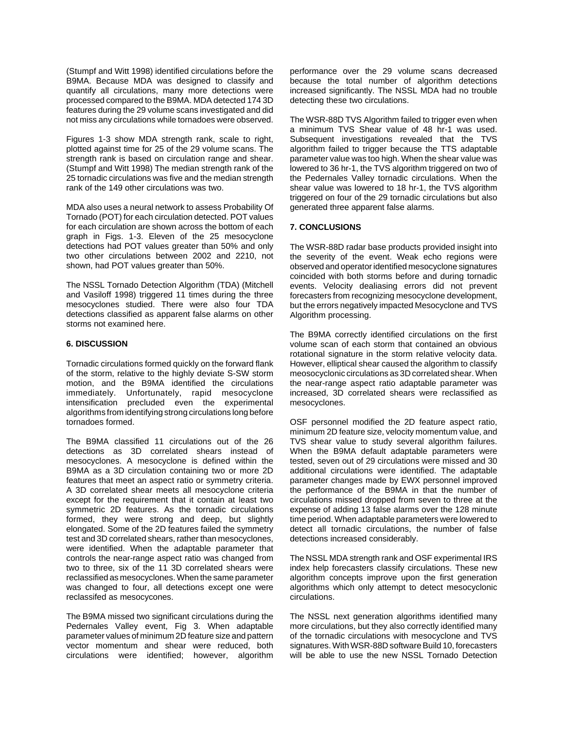(Stumpf and Witt 1998) identified circulations before the B9MA. Because MDA was designed to classify and quantify all circulations, many more detections were processed compared to the B9MA. MDA detected 174 3D features during the 29 volume scans investigated and did not miss any circulations while tornadoes were observed.

Figures 1-3 show MDA strength rank, scale to right, plotted against time for 25 of the 29 volume scans. The strength rank is based on circulation range and shear. (Stumpf and Witt 1998) The median strength rank of the 25 tornadic circulations was five and the median strength rank of the 149 other circulations was two.

MDA also uses a neural network to assess Probability Of Tornado (POT) for each circulation detected. POT values for each circulation are shown across the bottom of each graph in Figs. 1-3. Eleven of the 25 mesocyclone detections had POT values greater than 50% and only two other circulations between 2002 and 2210, not shown, had POT values greater than 50%.

The NSSL Tornado Detection Algorithm (TDA) (Mitchell and Vasiloff 1998) triggered 11 times during the three mesocyclones studied. There were also four TDA detections classified as apparent false alarms on other storms not examined here.

## 6. DISCUSSION

Tornadic circulations formed quickly on the forward flank of the storm, relative to the highly deviate S-SW storm motion, and the B9MA identified the circulations immediately. Unfortunately, rapid mesocyclone intensification precluded even the experimental algorithms from identifying strong circulations long before tornadoes formed.

The B9MA classified 11 circulations out of the 26 detections as 3D correlated shears instead of mesocyclones. A mesocyclone is defined within the B9MA as a 3D circulation containing two or more 2D features that meet an aspect ratio or symmetry criteria. A 3D correlated shear meets all mesocyclone criteria except for the requirement that it contain at least two symmetric 2D features. As the tornadic circulations formed, they were strong and deep, but slightly elongated. Some of the 2D features failed the symmetry test and 3D correlated shears, rather than mesocyclones, were identified. When the adaptable parameter that controls the near-range aspect ratio was changed from two to three, six of the 11 3D correlated shears were reclassified as mesocyclones. When the same parameter was changed to four, all detections except one were reclassifed as mesocycones.

The B9MA missed two significant circulations during the Pedernales Valley event, Fig 3. When adaptable parameter values of minimum 2D feature size and pattern vector momentum and shear were reduced, both circulations were identified; however, algorithm performance over the 29 volume scans decreased because the total number of algorithm detections increased significantly. The NSSL MDA had no trouble detecting these two circulations.

The WSR-88D TVS Algorithm failed to trigger even when a minimum TVS Shear value of 48 hr-1 was used. Subsequent investigations revealed that the TVS algorithm failed to trigger because the TTS adaptable parameter value was too high. When the shear value was lowered to 36 hr-1, the TVS algorithm triggered on two of the Pedernales Valley tornadic circulations. When the shear value was lowered to 18 hr-1, the TVS algorithm triggered on four of the 29 tornadic circulations but also generated three apparent false alarms.

## 7. CONCLUSIONS

The WSR-88D radar base products provided insight into the severity of the event. Weak echo regions were observed and operator identified mesocyclone signatures coincided with both storms before and during tornadic events. Velocity dealiasing errors did not prevent forecasters from recognizing mesocyclone development, but the errors negatively impacted Mesocyclone and TVS Algorithm processing.

The B9MA correctly identified circulations on the first volume scan of each storm that contained an obvious rotational signature in the storm relative velocity data. However, elliptical shear caused the algorithm to classify meosocyclonic circulations as 3D correlated shear. When the near-range aspect ratio adaptable parameter was increased, 3D correlated shears were reclassified as mesocyclones.

OSF personnel modified the 2D feature aspect ratio, minimum 2D feature size, velocity momentum value, and TVS shear value to study several algorithm failures. When the B9MA default adaptable parameters were tested, seven out of 29 circulations were missed and 30 additional circulations were identified. The adaptable parameter changes made by EWX personnel improved the performance of the B9MA in that the number of circulations missed dropped from seven to three at the expense of adding 13 false alarms over the 128 minute time period. When adaptable parameters were lowered to detect all tornadic circulations, the number of false detections increased considerably.

The NSSL MDA strength rank and OSF experimental IRS index help forecasters classify circulations. These new algorithm concepts improve upon the first generation algorithms which only attempt to detect mesocyclonic circulations.

The NSSL next generation algorithms identified many more circulations, but they also correctly identified many of the tornadic circulations with mesocyclone and TVS signatures. With WSR-88D software Build 10, forecasters will be able to use the new NSSL Tornado Detection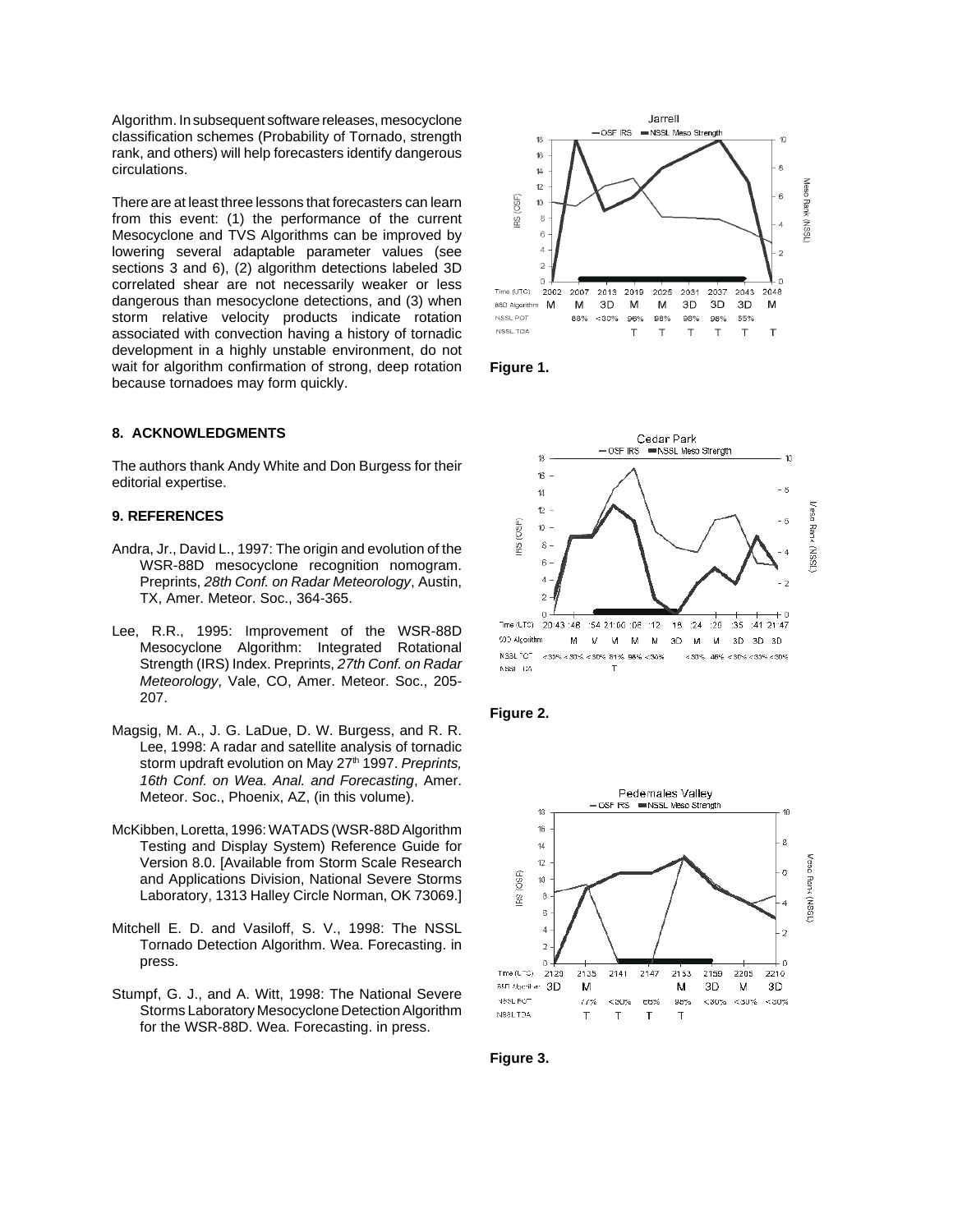Algorithm. In subsequent software releases, mesocyclone classification schemes (Probability of Tornado, strength rank, and others) will help forecasters identify dangerous circulations.

There are at least three lessons that forecasters can learn from this event: (1) the performance of the current Mesocyclone and TVS Algorithms can be improved by lowering several adaptable parameter values (see sections 3 and 6), (2) algorithm detections labeled 3D correlated shear are not necessarily weaker or less dangerous than mesocyclone detections, and (3) when storm relative velocity products indicate rotation associated with convection having a history of tornadic development in a highly unstable environment, do not wait for algorithm confirmation of strong, deep rotation because tornadoes may form quickly.

## 8. ACKNOWLEDGMENTS

The authors thank Andy White and Don Burgess for their editorial expertise.

## 9. REFERENCES

Andra, Jr., David L., 1997: The origin and evolution of the WSR-88D mesocyclone recognition nomogram. Preprints, *28th Conf. on Radar Meteorology*, Austin, TX, Amer. Meteor. Soc., 364-365.

Lee, R.R., 1995: Improvement of the WSR-88D Mesocyclone Algorithm: Integrated Rotational Strength (IRS) Index. Preprints, *27th Conf. on Radar Meteorology*, Vale, CO, Amer. Meteor. Soc., 205-207.

Magsig, M. A., J. G. LaDue, D. W. Burgess, and R. R. Lee, 1998: A radar and satellite analysis of tornadic storm updraft evolution on May 27th 1997. *Preprints, 16th Conf. on Wea. Anal. and Forecasting*, Amer. Meteor. Soc., Phoenix, AZ, (in this volume).

McKibben, Loretta, 1996: WATADS (WSR-88D Algorithm Testing and Display System) Reference Guide for Version 8.0. [Available from Storm Scale Research and Applications Division, National Severe Storms Laboratory, 1313 Halley Circle Norman, OK 73069.]

Mitchell E. D. and Vasiloff, S. V., 1998: The NSSL Tornado Detection Algorithm. Wea. Forecasting. in press.

Stumpf, G. J., and A. Witt, 1998: The National Severe Storms Laboratory Mesocyclone Detection Algorithm for the WSR-88D. Wea. Forecasting. in press.

Jarrell
— OSF IRS — NSSL Meso Strength
IRS (OSF)
Meso Rank (NSSL)
Time (UTC) 2002 2007 2013 2019 2025 2031 2037 2043 2048
88D Algorithm M M 3D M M 3D 3D 3D M
NSSL POT 88% <30% 96% 98% 98% 98% 55%
NSSL TDA T T T T T T

**Figure 1.**

Cedar Park
— OSF IRS — NSSL Meso Strength
IRS (OSF)
Meso Rank (NSSL)
Time (UTC) 20:43 :48 :54 21:00 :06 :12 18 :24 :29 :35 :41 21:47
88D Algorithm M M M M M 3D M M 3D 3D 3D
NSSL POT <30% <30% <30% 81% 98% <30% <30% 46% <30% <30% <30%
NSSL TDA T

**Figure 2.**

Pedernales Valley
— OSF IRS — NSSL Meso Strength
IRS (OSF)
Meso Rank (NSSL)
Time (UTC) 2129 2135 2141 2147 2153 2159 2205 2210
88D Algorithm 3D M M 3D M 3D
NSSL POT 77% <30% 66% 98% <30% <30% <30%
NSSL TDA T T T T

**Figure 3.**